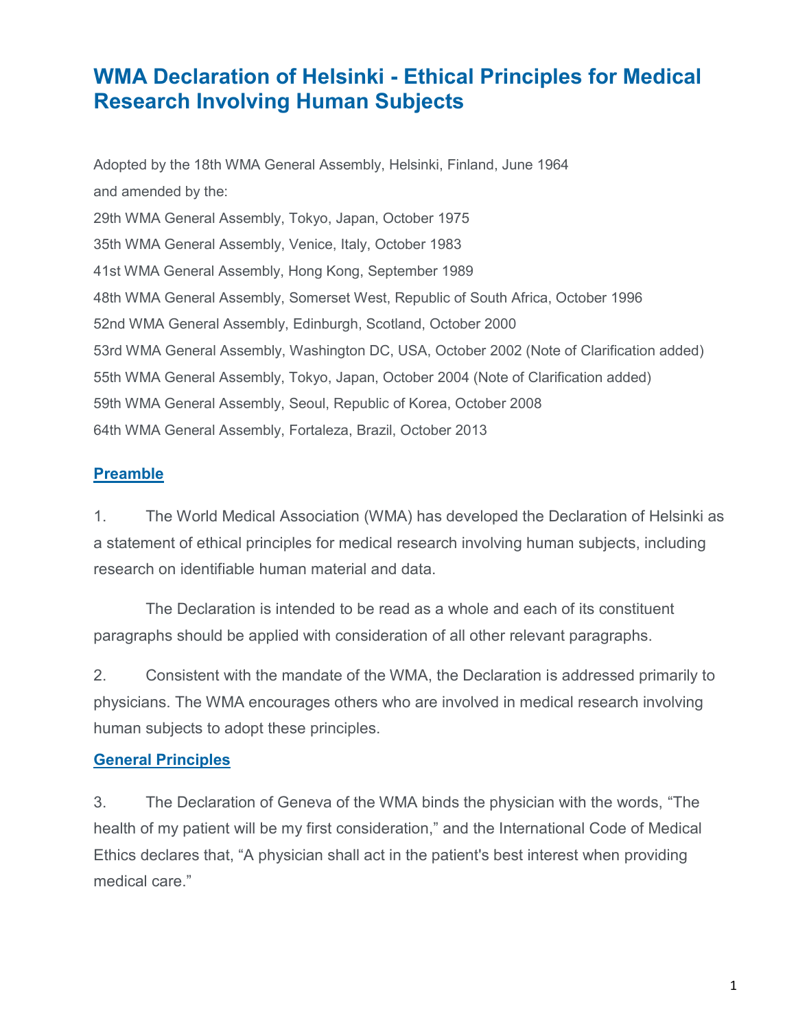# WMA Declaration of Helsinki - Ethical Principles for Medical Research Involving Human Subjects

Adopted by the 18th WMA General Assembly, Helsinki, Finland, June 1964

and amended by the:

29th WMA General Assembly, Tokyo, Japan, October 1975

35th WMA General Assembly, Venice, Italy, October 1983

41st WMA General Assembly, Hong Kong, September 1989

48th WMA General Assembly, Somerset West, Republic of South Africa, October 1996

52nd WMA General Assembly, Edinburgh, Scotland, October 2000

53rd WMA General Assembly, Washington DC, USA, October 2002 (Note of Clarification added)

55th WMA General Assembly, Tokyo, Japan, October 2004 (Note of Clarification added)

59th WMA General Assembly, Seoul, Republic of Korea, October 2008

64th WMA General Assembly, Fortaleza, Brazil, October 2013

## Preamble

1. The World Medical Association (WMA) has developed the Declaration of Helsinki as a statement of ethical principles for medical research involving human subjects, including research on identifiable human material and data.

   The Declaration is intended to be read as a whole and each of its constituent paragraphs should be applied with consideration of all other relevant paragraphs.

2. Consistent with the mandate of the WMA, the Declaration is addressed primarily to physicians. The WMA encourages others who are involved in medical research involving human subjects to adopt these principles.

## General Principles

3. The Declaration of Geneva of the WMA binds the physician with the words, "The health of my patient will be my first consideration," and the International Code of Medical Ethics declares that, "A physician shall act in the patient's best interest when providing medical care."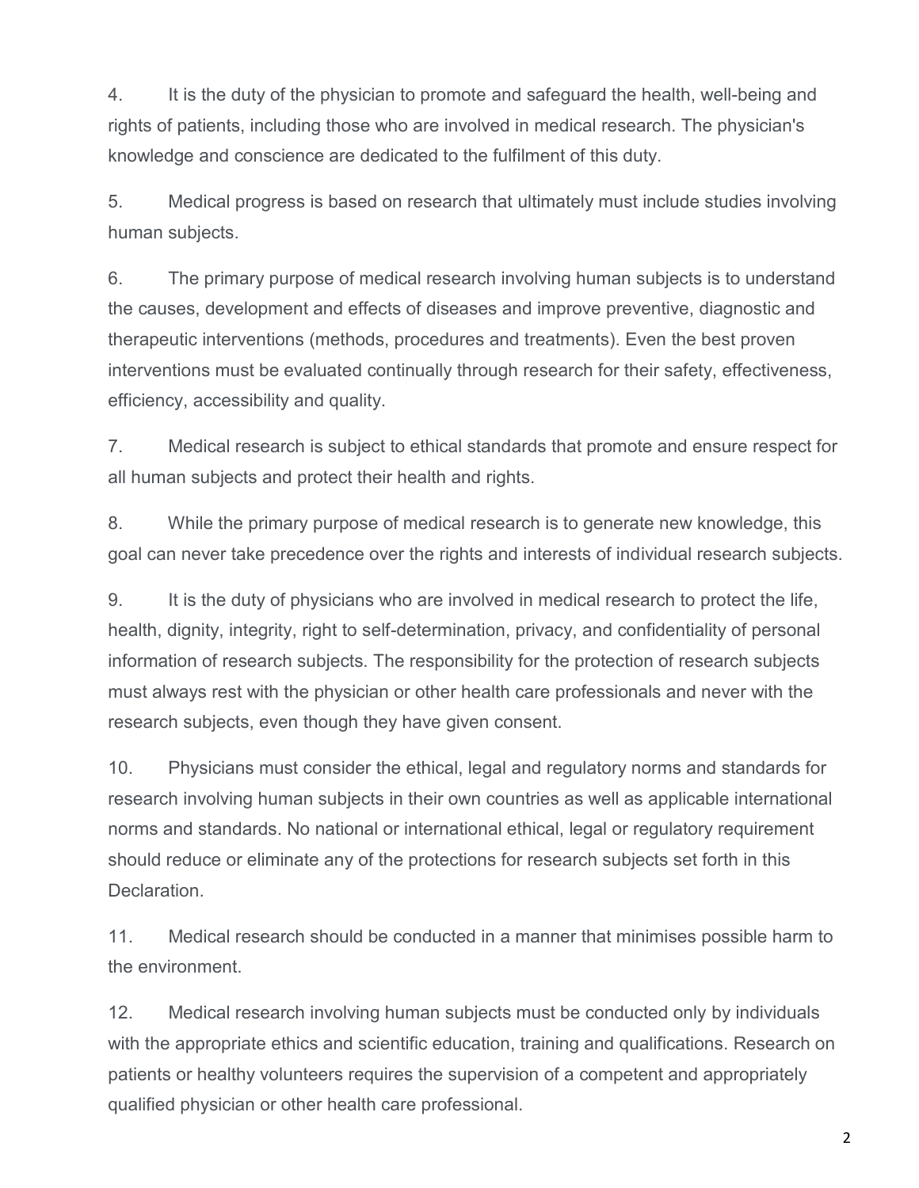4. It is the duty of the physician to promote and safeguard the health, well-being and rights of patients, including those who are involved in medical research. The physician's knowledge and conscience are dedicated to the fulfilment of this duty.

5. Medical progress is based on research that ultimately must include studies involving human subjects.

6. The primary purpose of medical research involving human subjects is to understand the causes, development and effects of diseases and improve preventive, diagnostic and therapeutic interventions (methods, procedures and treatments). Even the best proven interventions must be evaluated continually through research for their safety, effectiveness, efficiency, accessibility and quality.

7. Medical research is subject to ethical standards that promote and ensure respect for all human subjects and protect their health and rights.

8. While the primary purpose of medical research is to generate new knowledge, this goal can never take precedence over the rights and interests of individual research subjects.

9. It is the duty of physicians who are involved in medical research to protect the life, health, dignity, integrity, right to self-determination, privacy, and confidentiality of personal information of research subjects. The responsibility for the protection of research subjects must always rest with the physician or other health care professionals and never with the research subjects, even though they have given consent.

10. Physicians must consider the ethical, legal and regulatory norms and standards for research involving human subjects in their own countries as well as applicable international norms and standards. No national or international ethical, legal or regulatory requirement should reduce or eliminate any of the protections for research subjects set forth in this Declaration.

11. Medical research should be conducted in a manner that minimises possible harm to the environment.

12. Medical research involving human subjects must be conducted only by individuals with the appropriate ethics and scientific education, training and qualifications. Research on patients or healthy volunteers requires the supervision of a competent and appropriately qualified physician or other health care professional.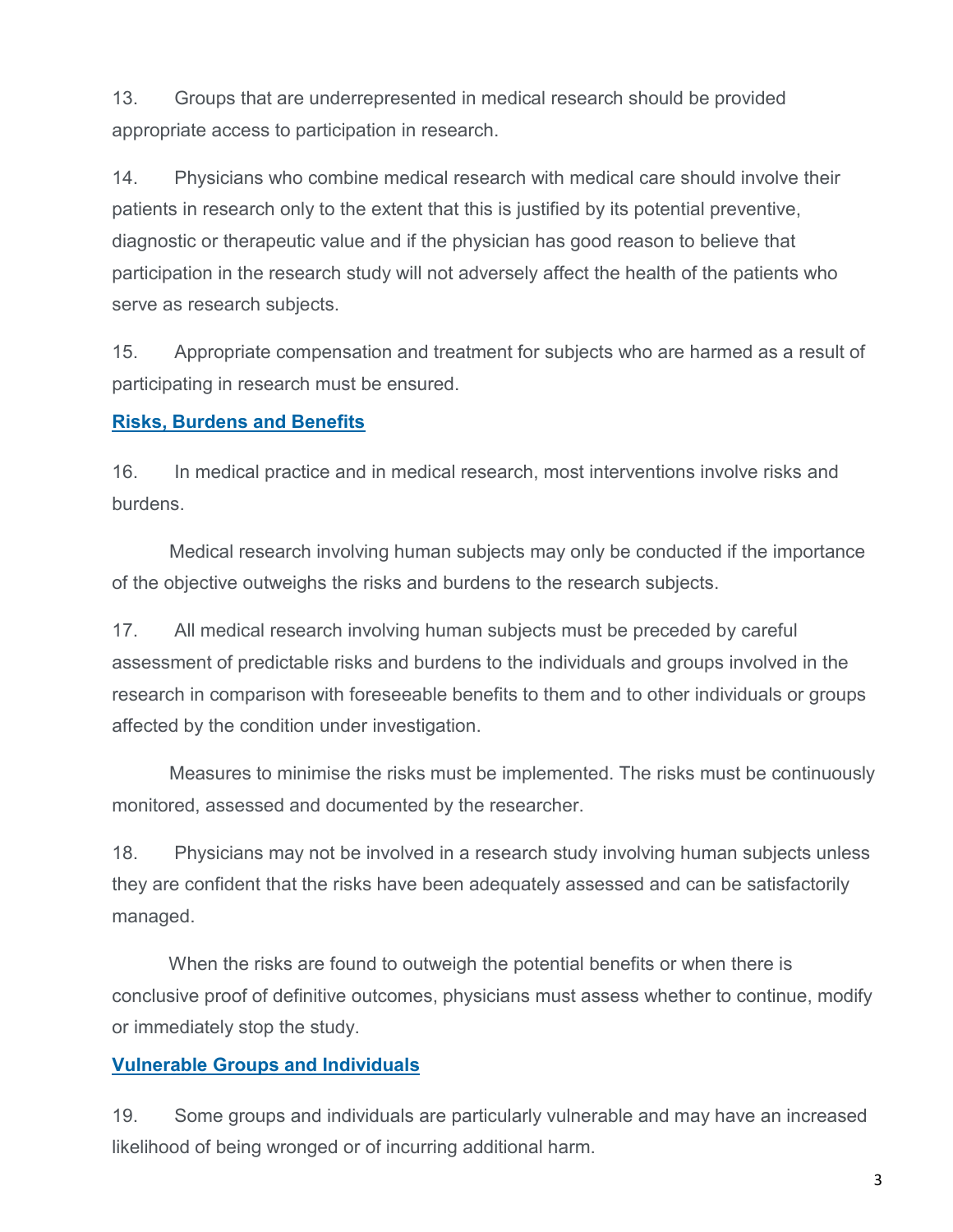13. Groups that are underrepresented in medical research should be provided appropriate access to participation in research.

14. Physicians who combine medical research with medical care should involve their patients in research only to the extent that this is justified by its potential preventive, diagnostic or therapeutic value and if the physician has good reason to believe that participation in the research study will not adversely affect the health of the patients who serve as research subjects.

15. Appropriate compensation and treatment for subjects who are harmed as a result of participating in research must be ensured.

### Risks, Burdens and Benefits

16. In medical practice and in medical research, most interventions involve risks and burdens.

Medical research involving human subjects may only be conducted if the importance of the objective outweighs the risks and burdens to the research subjects.

17. All medical research involving human subjects must be preceded by careful assessment of predictable risks and burdens to the individuals and groups involved in the research in comparison with foreseeable benefits to them and to other individuals or groups affected by the condition under investigation.

Measures to minimise the risks must be implemented. The risks must be continuously monitored, assessed and documented by the researcher.

18. Physicians may not be involved in a research study involving human subjects unless they are confident that the risks have been adequately assessed and can be satisfactorily managed.

When the risks are found to outweigh the potential benefits or when there is conclusive proof of definitive outcomes, physicians must assess whether to continue, modify or immediately stop the study.

### Vulnerable Groups and Individuals

19. Some groups and individuals are particularly vulnerable and may have an increased likelihood of being wronged or of incurring additional harm.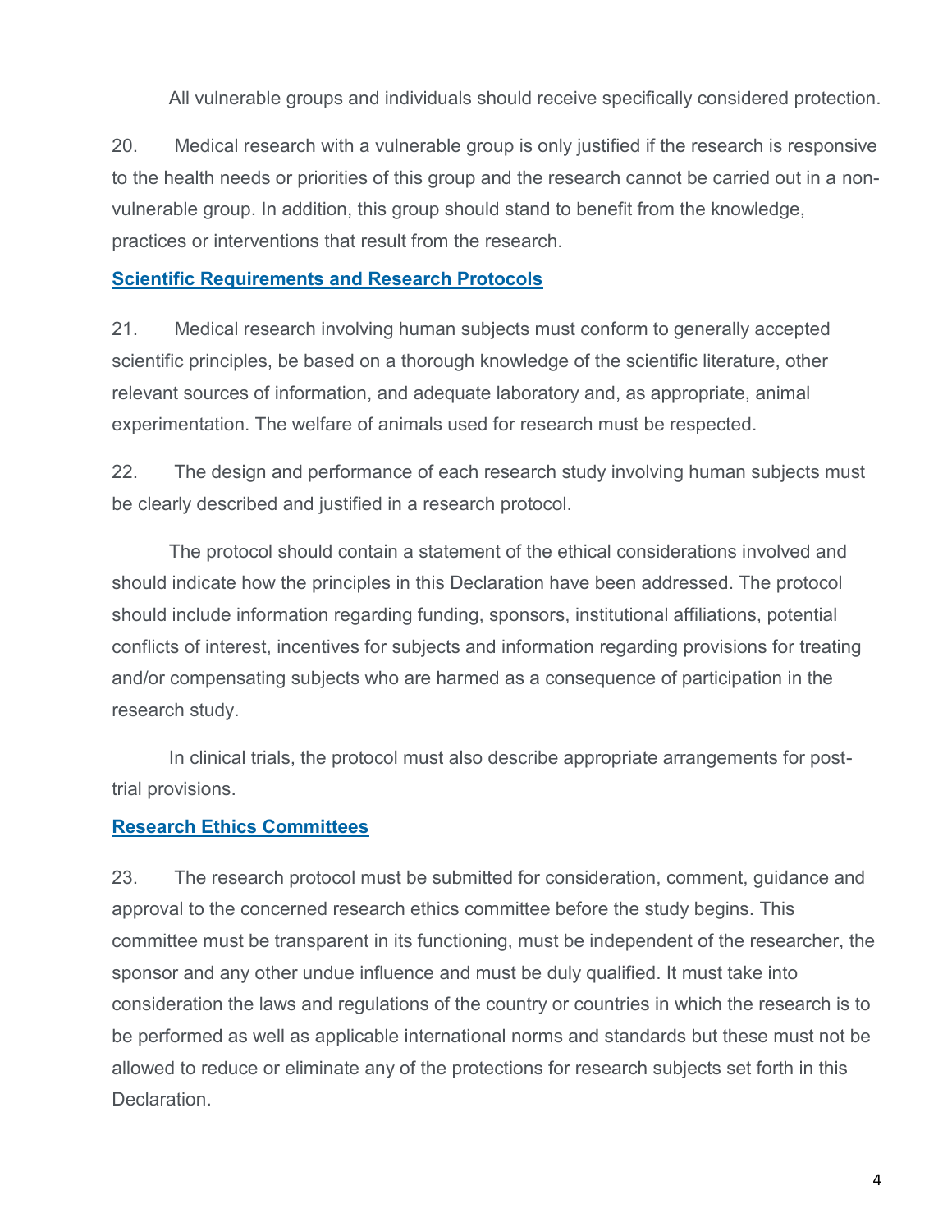All vulnerable groups and individuals should receive specifically considered protection.

20. Medical research with a vulnerable group is only justified if the research is responsive to the health needs or priorities of this group and the research cannot be carried out in a non-vulnerable group. In addition, this group should stand to benefit from the knowledge, practices or interventions that result from the research.

## Scientific Requirements and Research Protocols

21. Medical research involving human subjects must conform to generally accepted scientific principles, be based on a thorough knowledge of the scientific literature, other relevant sources of information, and adequate laboratory and, as appropriate, animal experimentation. The welfare of animals used for research must be respected.

22. The design and performance of each research study involving human subjects must be clearly described and justified in a research protocol.

The protocol should contain a statement of the ethical considerations involved and should indicate how the principles in this Declaration have been addressed. The protocol should include information regarding funding, sponsors, institutional affiliations, potential conflicts of interest, incentives for subjects and information regarding provisions for treating and/or compensating subjects who are harmed as a consequence of participation in the research study.

In clinical trials, the protocol must also describe appropriate arrangements for post-trial provisions.

## Research Ethics Committees

23. The research protocol must be submitted for consideration, comment, guidance and approval to the concerned research ethics committee before the study begins. This committee must be transparent in its functioning, must be independent of the researcher, the sponsor and any other undue influence and must be duly qualified. It must take into consideration the laws and regulations of the country or countries in which the research is to be performed as well as applicable international norms and standards but these must not be allowed to reduce or eliminate any of the protections for research subjects set forth in this Declaration.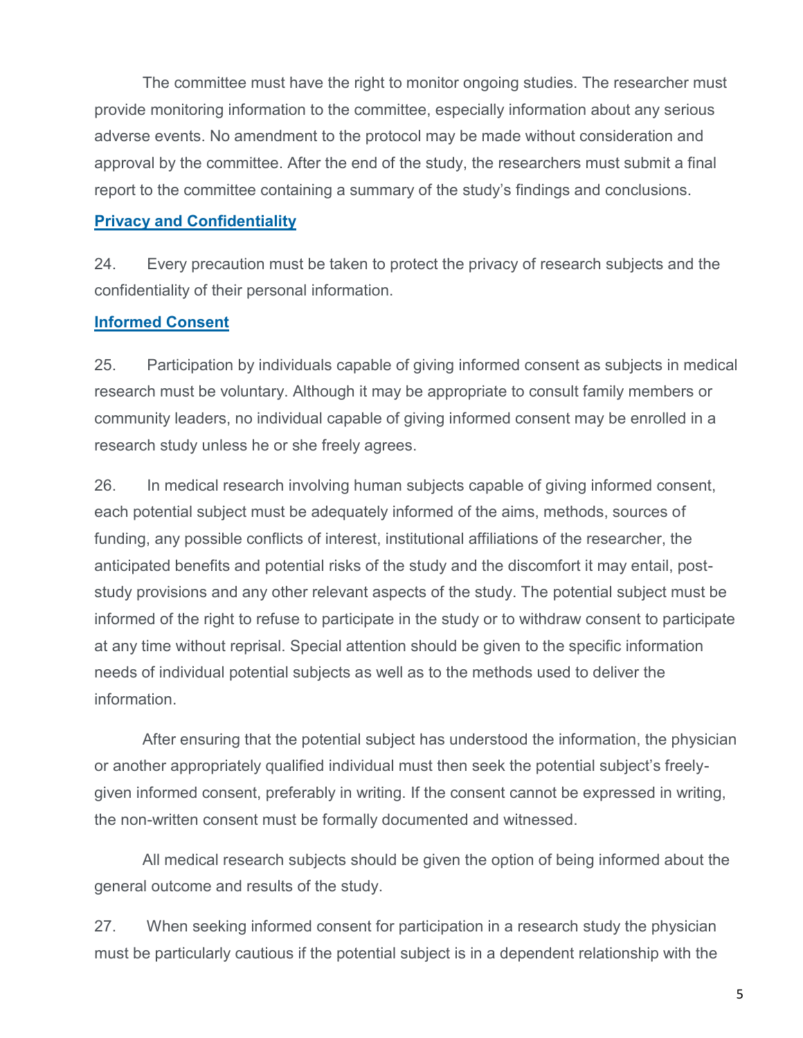The committee must have the right to monitor ongoing studies. The researcher must provide monitoring information to the committee, especially information about any serious adverse events. No amendment to the protocol may be made without consideration and approval by the committee. After the end of the study, the researchers must submit a final report to the committee containing a summary of the study's findings and conclusions.

### Privacy and Confidentiality

24. Every precaution must be taken to protect the privacy of research subjects and the confidentiality of their personal information.

### Informed Consent

25. Participation by individuals capable of giving informed consent as subjects in medical research must be voluntary. Although it may be appropriate to consult family members or community leaders, no individual capable of giving informed consent may be enrolled in a research study unless he or she freely agrees.

26. In medical research involving human subjects capable of giving informed consent, each potential subject must be adequately informed of the aims, methods, sources of funding, any possible conflicts of interest, institutional affiliations of the researcher, the anticipated benefits and potential risks of the study and the discomfort it may entail, post-study provisions and any other relevant aspects of the study. The potential subject must be informed of the right to refuse to participate in the study or to withdraw consent to participate at any time without reprisal. Special attention should be given to the specific information needs of individual potential subjects as well as to the methods used to deliver the information.

After ensuring that the potential subject has understood the information, the physician or another appropriately qualified individual must then seek the potential subject's freely-given informed consent, preferably in writing. If the consent cannot be expressed in writing, the non-written consent must be formally documented and witnessed.

All medical research subjects should be given the option of being informed about the general outcome and results of the study.

27. When seeking informed consent for participation in a research study the physician must be particularly cautious if the potential subject is in a dependent relationship with the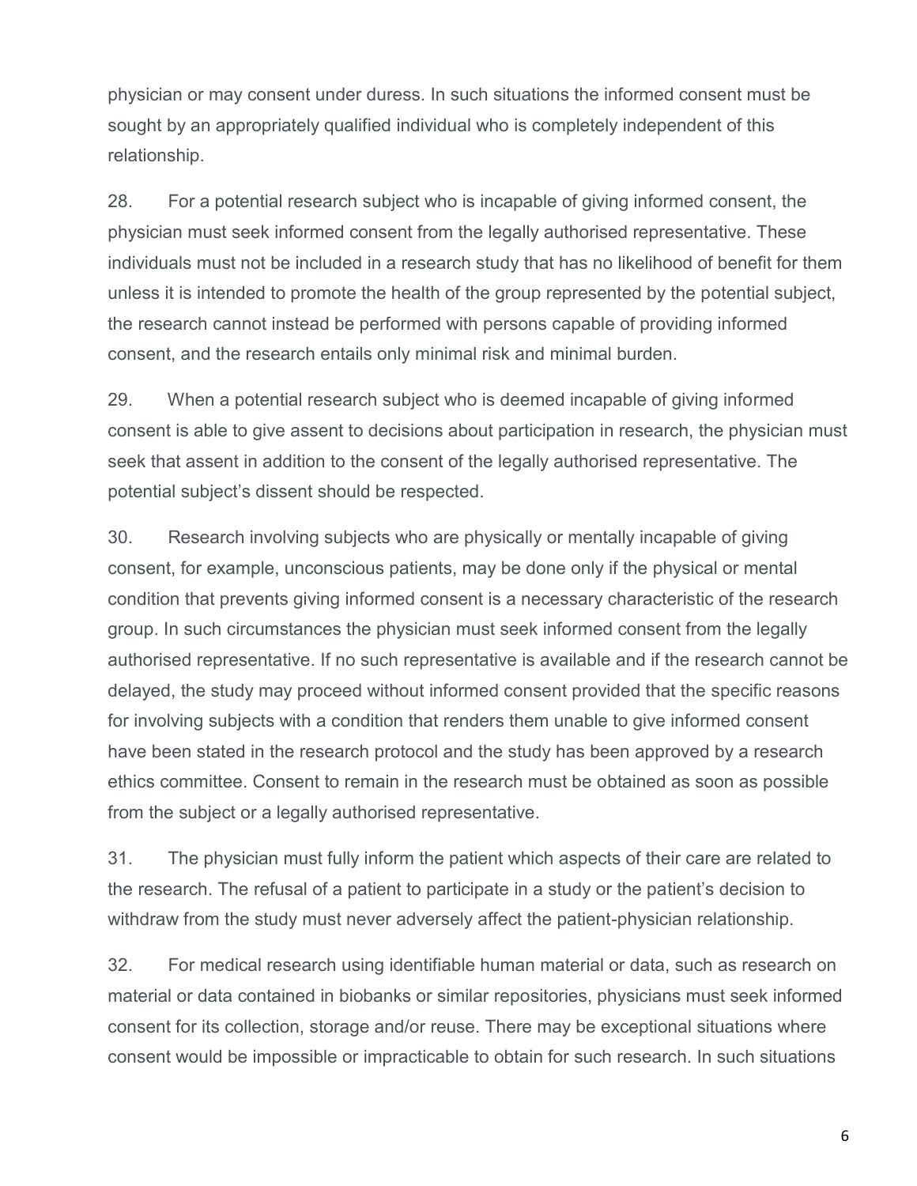physician or may consent under duress. In such situations the informed consent must be sought by an appropriately qualified individual who is completely independent of this relationship.

28. For a potential research subject who is incapable of giving informed consent, the physician must seek informed consent from the legally authorised representative. These individuals must not be included in a research study that has no likelihood of benefit for them unless it is intended to promote the health of the group represented by the potential subject, the research cannot instead be performed with persons capable of providing informed consent, and the research entails only minimal risk and minimal burden.

29. When a potential research subject who is deemed incapable of giving informed consent is able to give assent to decisions about participation in research, the physician must seek that assent in addition to the consent of the legally authorised representative. The potential subject's dissent should be respected.

30. Research involving subjects who are physically or mentally incapable of giving consent, for example, unconscious patients, may be done only if the physical or mental condition that prevents giving informed consent is a necessary characteristic of the research group. In such circumstances the physician must seek informed consent from the legally authorised representative. If no such representative is available and if the research cannot be delayed, the study may proceed without informed consent provided that the specific reasons for involving subjects with a condition that renders them unable to give informed consent have been stated in the research protocol and the study has been approved by a research ethics committee. Consent to remain in the research must be obtained as soon as possible from the subject or a legally authorised representative.

31. The physician must fully inform the patient which aspects of their care are related to the research. The refusal of a patient to participate in a study or the patient's decision to withdraw from the study must never adversely affect the patient-physician relationship.

32. For medical research using identifiable human material or data, such as research on material or data contained in biobanks or similar repositories, physicians must seek informed consent for its collection, storage and/or reuse. There may be exceptional situations where consent would be impossible or impracticable to obtain for such research. In such situations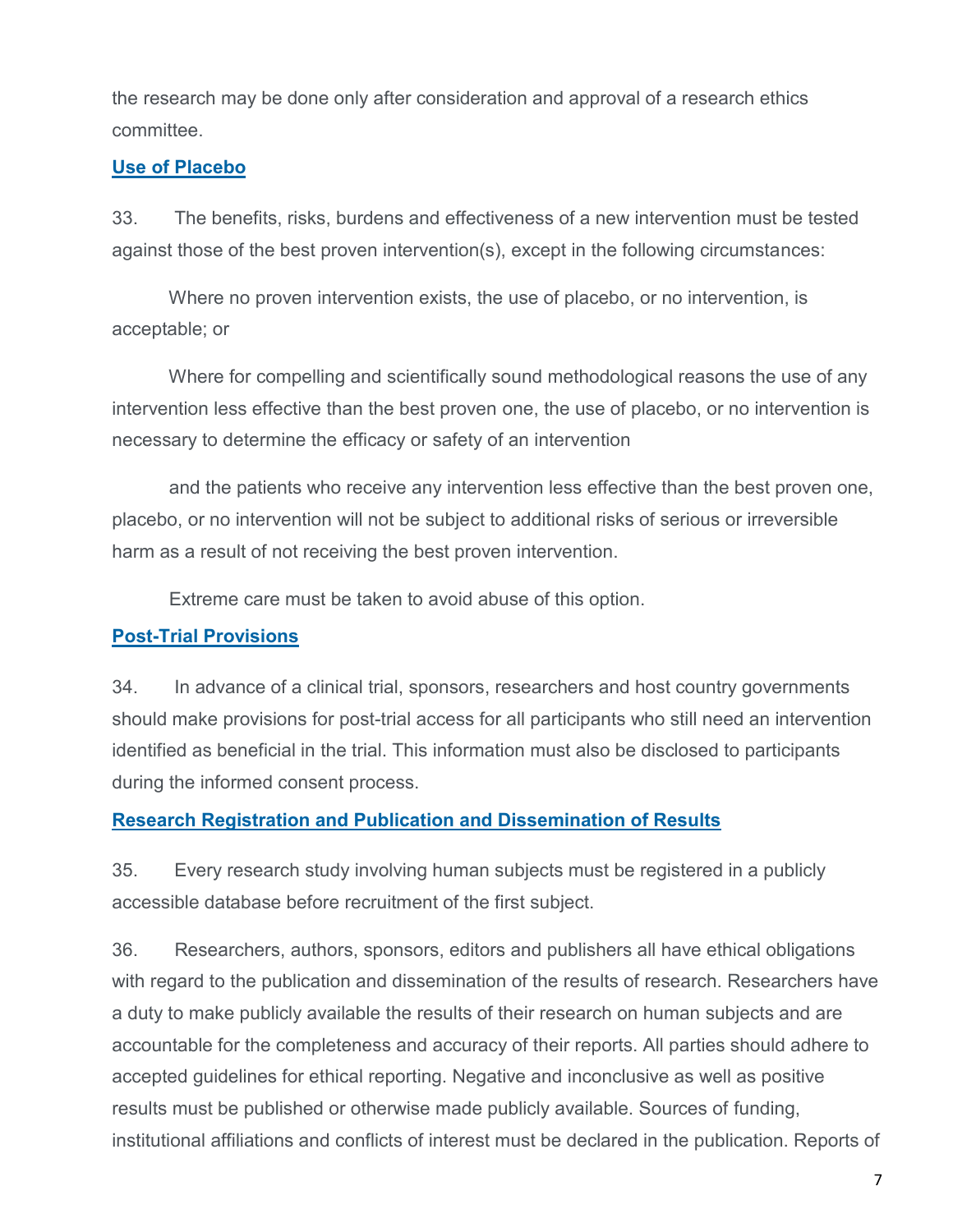the research may be done only after consideration and approval of a research ethics committee.

## Use of Placebo

33. The benefits, risks, burdens and effectiveness of a new intervention must be tested against those of the best proven intervention(s), except in the following circumstances:

Where no proven intervention exists, the use of placebo, or no intervention, is acceptable; or

Where for compelling and scientifically sound methodological reasons the use of any intervention less effective than the best proven one, the use of placebo, or no intervention is necessary to determine the efficacy or safety of an intervention

and the patients who receive any intervention less effective than the best proven one, placebo, or no intervention will not be subject to additional risks of serious or irreversible harm as a result of not receiving the best proven intervention.

Extreme care must be taken to avoid abuse of this option.

## Post-Trial Provisions

34. In advance of a clinical trial, sponsors, researchers and host country governments should make provisions for post-trial access for all participants who still need an intervention identified as beneficial in the trial. This information must also be disclosed to participants during the informed consent process.

## Research Registration and Publication and Dissemination of Results

35. Every research study involving human subjects must be registered in a publicly accessible database before recruitment of the first subject.

36. Researchers, authors, sponsors, editors and publishers all have ethical obligations with regard to the publication and dissemination of the results of research. Researchers have a duty to make publicly available the results of their research on human subjects and are accountable for the completeness and accuracy of their reports. All parties should adhere to accepted guidelines for ethical reporting. Negative and inconclusive as well as positive results must be published or otherwise made publicly available. Sources of funding, institutional affiliations and conflicts of interest must be declared in the publication. Reports of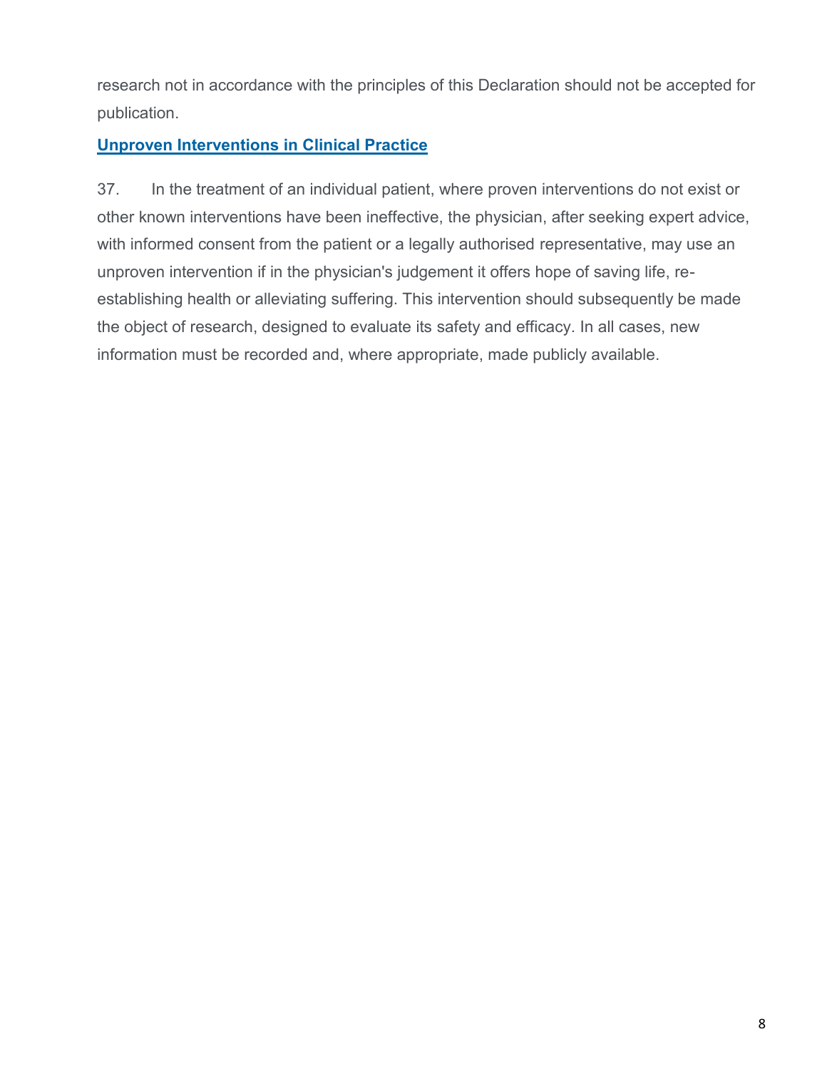research not in accordance with the principles of this Declaration should not be accepted for publication.

## Unproven Interventions in Clinical Practice

37. In the treatment of an individual patient, where proven interventions do not exist or other known interventions have been ineffective, the physician, after seeking expert advice, with informed consent from the patient or a legally authorised representative, may use an unproven intervention if in the physician's judgement it offers hope of saving life, re-establishing health or alleviating suffering. This intervention should subsequently be made the object of research, designed to evaluate its safety and efficacy. In all cases, new information must be recorded and, where appropriate, made publicly available.